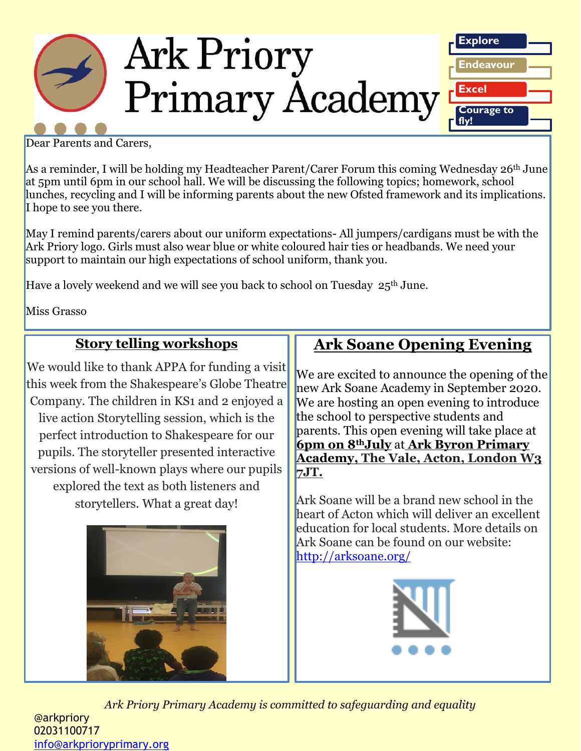# Ark Priory Primary Academy

Explore

Endeavour

Excel

Courage to fly!

Dear Parents and Carers,

As a reminder, I will be holding my Headteacher Parent/Carer Forum this coming Wednesday 26th June at 5pm until 6pm in our school hall. We will be discussing the following topics; homework, school lunches, recycling and I will be informing parents about the new Ofsted framework and its implications. I hope to see you there.

May I remind parents/carers about our uniform expectations- All jumpers/cardigans must be with the Ark Priory logo. Girls must also wear blue or white coloured hair ties or headbands. We need your support to maintain our high expectations of school uniform, thank you.

Have a lovely weekend and we will see you back to school on Tuesday 25th June.

Miss Grasso

## Story telling workshops

We would like to thank APPA for funding a visit this week from the Shakespeare's Globe Theatre Company. The children in KS1 and 2 enjoyed a live action Storytelling session, which is the perfect introduction to Shakespeare for our pupils. The storyteller presented interactive versions of well-known plays where our pupils explored the text as both listeners and storytellers. What a great day!

## Ark Soane Opening Evening

We are excited to announce the opening of the new Ark Soane Academy in September 2020. We are hosting an open evening to introduce the school to perspective students and parents. This open evening will take place at **6pm on 8th July** at **Ark Byron Primary Academy, The Vale, Acton, London W3 7JT.**

Ark Soane will be a brand new school in the heart of Acton which will deliver an excellent education for local students. More details on Ark Soane can be found on our website: http://arksoane.org/

*Ark Priory Primary Academy is committed to safeguarding and equality*

@arkpriory
02031100717
info@arkprioryprimary.org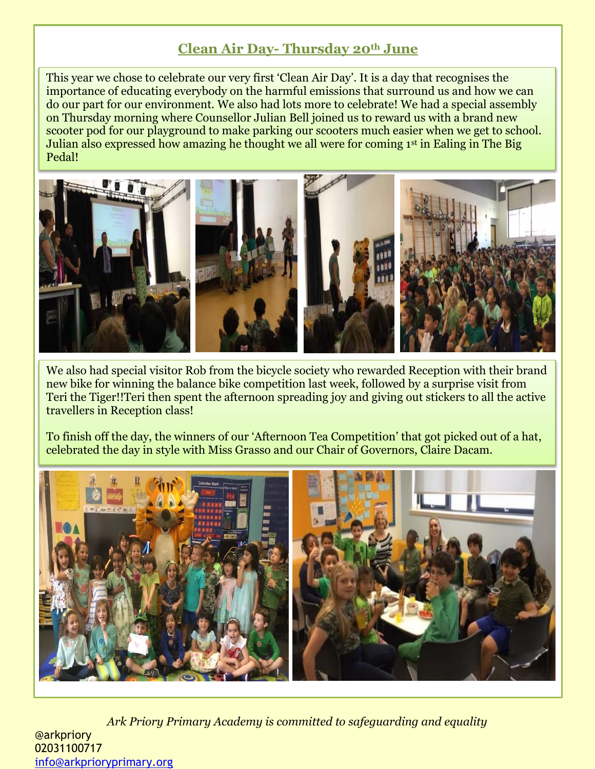## Clean Air Day- Thursday 20th June

This year we chose to celebrate our very first 'Clean Air Day'. It is a day that recognises the importance of educating everybody on the harmful emissions that surround us and how we can do our part for our environment. We also had lots more to celebrate! We had a special assembly on Thursday morning where Counsellor Julian Bell joined us to reward us with a brand new scooter pod for our playground to make parking our scooters much easier when we get to school. Julian also expressed how amazing he thought we all were for coming 1st in Ealing in The Big Pedal!

We also had special visitor Rob from the bicycle society who rewarded Reception with their brand new bike for winning the balance bike competition last week, followed by a surprise visit from Teri the Tiger!!Teri then spent the afternoon spreading joy and giving out stickers to all the active travellers in Reception class!

To finish off the day, the winners of our 'Afternoon Tea Competition' that got picked out of a hat, celebrated the day in style with Miss Grasso and our Chair of Governors, Claire Dacam.

*Ark Priory Primary Academy is committed to safeguarding and equality*

@arkpriory
02031100717
info@arkprioryprimary.org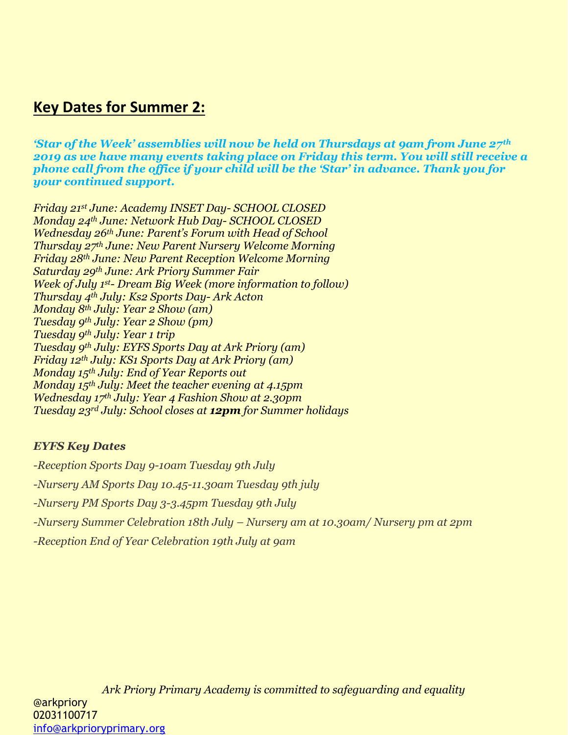## Key Dates for Summer 2:

***'Star of the Week' assemblies will now be held on Thursdays at 9am from June 27th 2019 as we have many events taking place on Friday this term. You will still receive a phone call from the office if your child will be the 'Star' in advance. Thank you for your continued support.***

*Friday 21st June: Academy INSET Day- SCHOOL CLOSED*
*Monday 24th June: Network Hub Day- SCHOOL CLOSED*
*Wednesday 26th June: Parent's Forum with Head of School*
*Thursday 27th June: New Parent Nursery Welcome Morning*
*Friday 28th June: New Parent Reception Welcome Morning*
*Saturday 29th June: Ark Priory Summer Fair*
*Week of July 1st- Dream Big Week (more information to follow)*
*Thursday 4th July: Ks2 Sports Day- Ark Acton*
*Monday 8th July: Year 2 Show (am)*
*Tuesday 9th July: Year 2 Show (pm)*
*Tuesday 9th July: Year 1 trip*
*Tuesday 9th July: EYFS Sports Day at Ark Priory (am)*
*Friday 12th July: KS1 Sports Day at Ark Priory (am)*
*Monday 15th July: End of Year Reports out*
*Monday 15th July: Meet the teacher evening at 4.15pm*
*Wednesday 17th July: Year 4 Fashion Show at 2.30pm*
*Tuesday 23rd July: School closes at **12pm** for Summer holidays*

***EYFS Key Dates***

*-Reception Sports Day 9-10am Tuesday 9th July*

*-Nursery AM Sports Day 10.45-11.30am Tuesday 9th july*

*-Nursery PM Sports Day 3-3.45pm Tuesday 9th July*

*-Nursery Summer Celebration 18th July – Nursery am at 10.30am/ Nursery pm at 2pm*

*-Reception End of Year Celebration 19th July at 9am*

*Ark Priory Primary Academy is committed to safeguarding and equality*

@arkpriory
02031100717
info@arkprioryprimary.org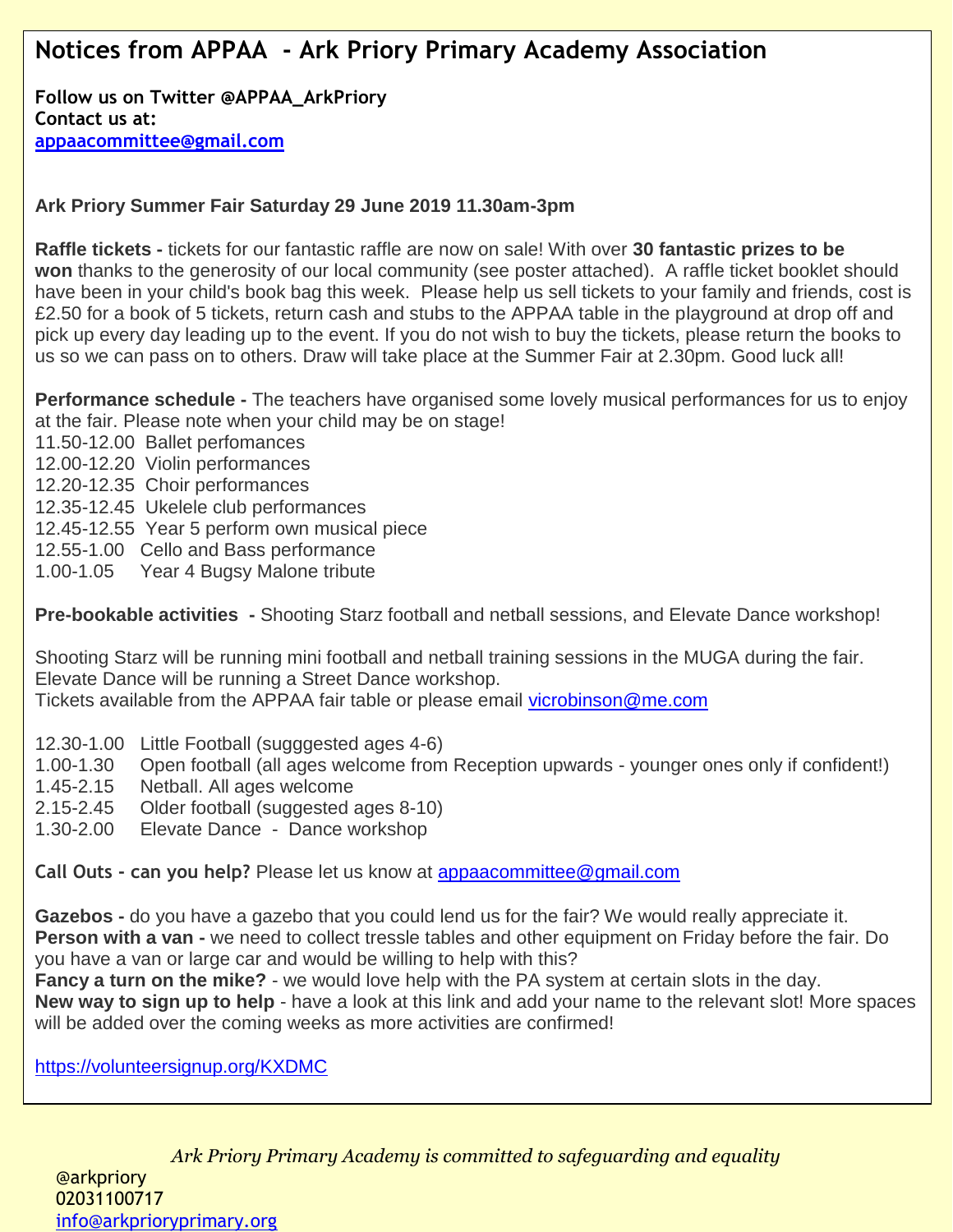# Notices from APPAA - Ark Priory Primary Academy Association

**Follow us on Twitter @APPAA_ArkPriory**
**Contact us at:**
**appaacommittee@gmail.com**

**Ark Priory Summer Fair Saturday 29 June 2019 11.30am-3pm**

**Raffle tickets -** tickets for our fantastic raffle are now on sale! With over **30 fantastic prizes to be won** thanks to the generosity of our local community (see poster attached). A raffle ticket booklet should have been in your child's book bag this week. Please help us sell tickets to your family and friends, cost is £2.50 for a book of 5 tickets, return cash and stubs to the APPAA table in the playground at drop off and pick up every day leading up to the event. If you do not wish to buy the tickets, please return the books to us so we can pass on to others. Draw will take place at the Summer Fair at 2.30pm. Good luck all!

**Performance schedule -** The teachers have organised some lovely musical performances for us to enjoy at the fair. Please note when your child may be on stage!

11.50-12.00 Ballet perfomances
12.00-12.20 Violin performances
12.20-12.35 Choir performances
12.35-12.45 Ukelele club performances
12.45-12.55 Year 5 perform own musical piece
12.55-1.00 Cello and Bass performance
1.00-1.05 Year 4 Bugsy Malone tribute

**Pre-bookable activities -** Shooting Starz football and netball sessions, and Elevate Dance workshop!

Shooting Starz will be running mini football and netball training sessions in the MUGA during the fair.
Elevate Dance will be running a Street Dance workshop.
Tickets available from the APPAA fair table or please email vicrobinson@me.com

12.30-1.00 Little Football (sugggested ages 4-6)
1.00-1.30 Open football (all ages welcome from Reception upwards - younger ones only if confident!)
1.45-2.15 Netball. All ages welcome
2.15-2.45 Older football (suggested ages 8-10)
1.30-2.00 Elevate Dance - Dance workshop

**Call Outs - can you help?** Please let us know at appaacommittee@gmail.com

**Gazebos -** do you have a gazebo that you could lend us for the fair? We would really appreciate it.
**Person with a van -** we need to collect tressle tables and other equipment on Friday before the fair. Do you have a van or large car and would be willing to help with this?
**Fancy a turn on the mike?** - we would love help with the PA system at certain slots in the day.
**New way to sign up to help** - have a look at this link and add your name to the relevant slot! More spaces will be added over the coming weeks as more activities are confirmed!

https://volunteersignup.org/KXDMC

*Ark Priory Primary Academy is committed to safeguarding and equality*

@arkpriory
02031100717
info@arkprioryprimary.org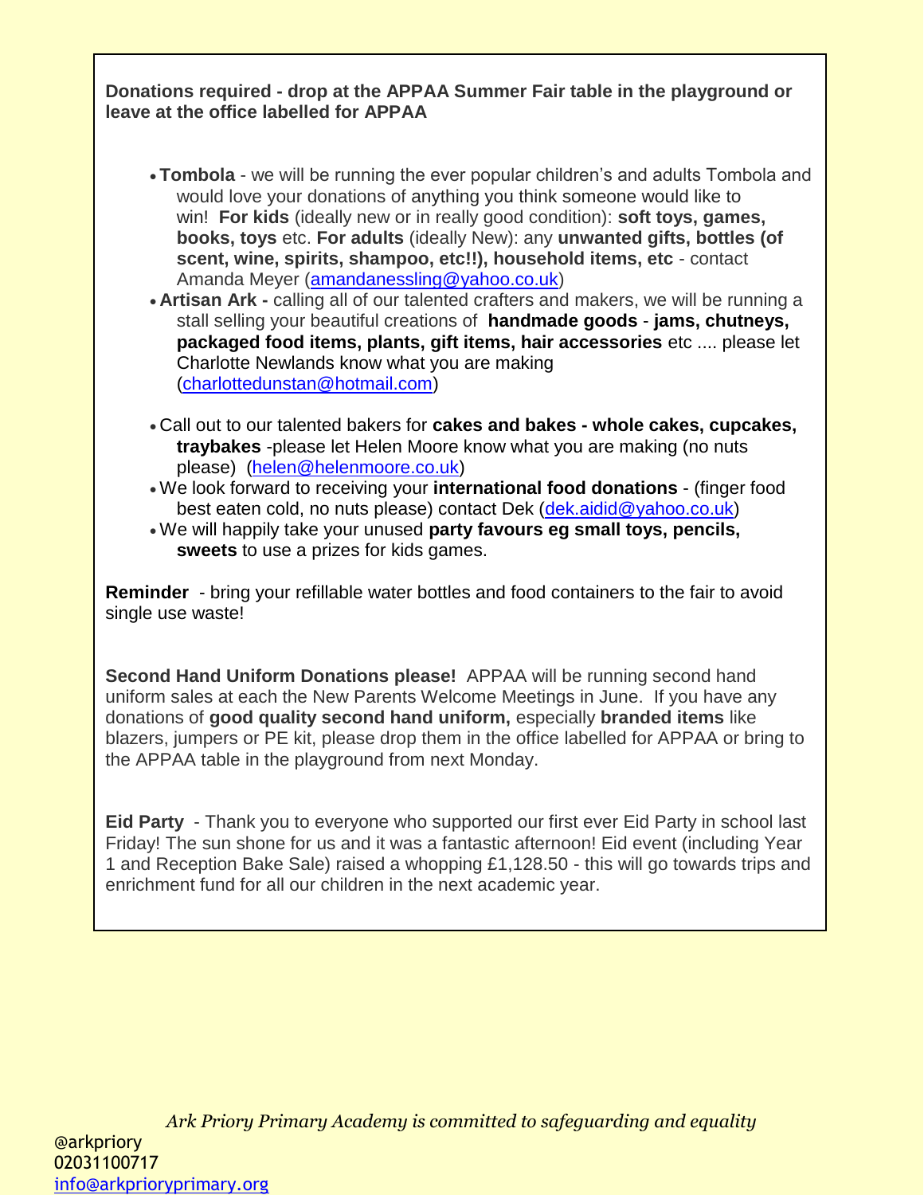**Donations required - drop at the APPAA Summer Fair table in the playground or leave at the office labelled for APPAA**

- **Tombola** - we will be running the ever popular children's and adults Tombola and would love your donations of anything you think someone would like to win! **For kids** (ideally new or in really good condition): **soft toys, games, books, toys** etc. **For adults** (ideally New): any **unwanted gifts, bottles (of scent, wine, spirits, shampoo, etc!!), household items, etc** - contact Amanda Meyer (amandanessling@yahoo.co.uk)
- **Artisan Ark -** calling all of our talented crafters and makers, we will be running a stall selling your beautiful creations of **handmade goods** - **jams, chutneys, packaged food items, plants, gift items, hair accessories** etc .... please let Charlotte Newlands know what you are making (charlottedunstan@hotmail.com)

- Call out to our talented bakers for **cakes and bakes - whole cakes, cupcakes, traybakes** -please let Helen Moore know what you are making (no nuts please) (helen@helenmoore.co.uk)
- We look forward to receiving your **international food donations** - (finger food best eaten cold, no nuts please) contact Dek (dek.aidid@yahoo.co.uk)
- We will happily take your unused **party favours eg small toys, pencils, sweets** to use a prizes for kids games.

**Reminder** - bring your refillable water bottles and food containers to the fair to avoid single use waste!

**Second Hand Uniform Donations please!** APPAA will be running second hand uniform sales at each the New Parents Welcome Meetings in June. If you have any donations of **good quality second hand uniform,** especially **branded items** like blazers, jumpers or PE kit, please drop them in the office labelled for APPAA or bring to the APPAA table in the playground from next Monday.

**Eid Party** - Thank you to everyone who supported our first ever Eid Party in school last Friday! The sun shone for us and it was a fantastic afternoon! Eid event (including Year 1 and Reception Bake Sale) raised a whopping £1,128.50 - this will go towards trips and enrichment fund for all our children in the next academic year.

*Ark Priory Primary Academy is committed to safeguarding and equality*

@arkpriory
02031100717
info@arkprioryprimary.org